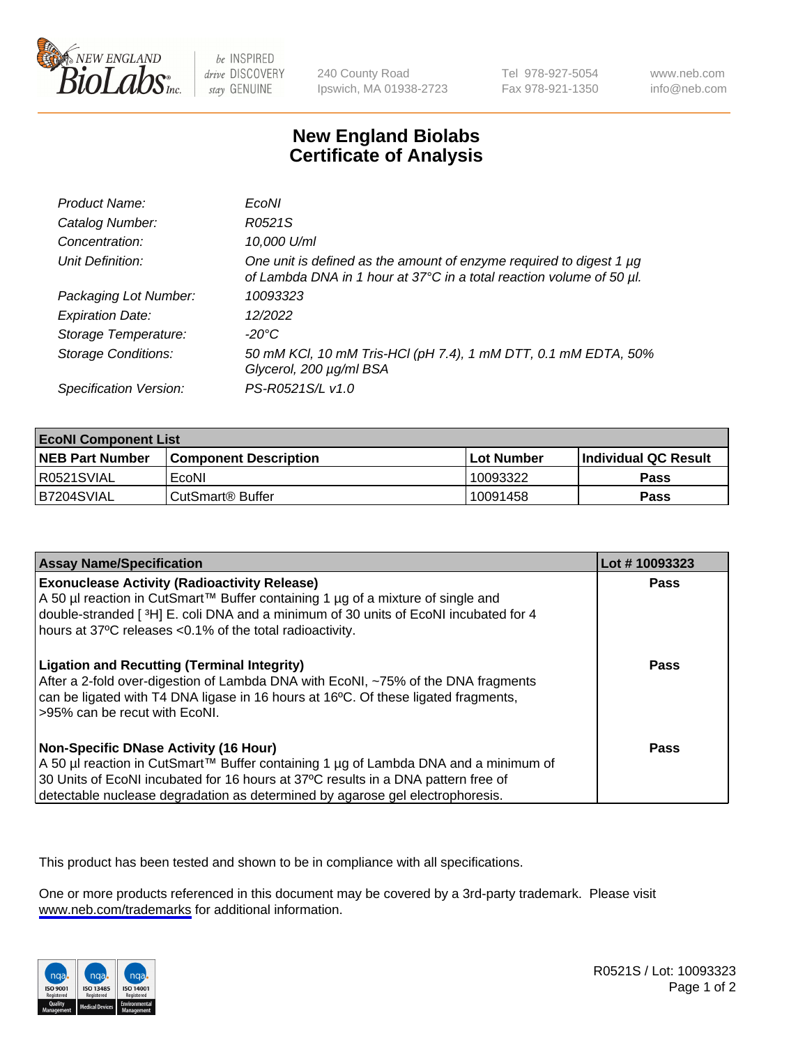# New England Biolabs Certificate of Analysis

| | |
|---|---|
| *Product Name:* | *EcoNI* |
| *Catalog Number:* | *R0521S* |
| *Concentration:* | *10,000 U/ml* |
| *Unit Definition:* | *One unit is defined as the amount of enzyme required to digest 1 µg of Lambda DNA in 1 hour at 37°C in a total reaction volume of 50 µl.* |
| *Packaging Lot Number:* | *10093323* |
| *Expiration Date:* | *12/2022* |
| *Storage Temperature:* | *-20°C* |
| *Storage Conditions:* | *50 mM KCl, 10 mM Tris-HCl (pH 7.4), 1 mM DTT, 0.1 mM EDTA, 50% Glycerol, 200 µg/ml BSA* |
| *Specification Version:* | *PS-R0521S/L v1.0* |

| **EcoNI Component List** | | | |
|---|---|---|---|
| **NEB Part Number** | **Component Description** | **Lot Number** | **Individual QC Result** |
| R0521SVIAL | EcoNI | 10093322 | **Pass** |
| B7204SVIAL | CutSmart® Buffer | 10091458 | **Pass** |

| **Assay Name/Specification** | **Lot # 10093323** |
|---|---|
| **Exonuclease Activity (Radioactivity Release)**<br>A 50 µl reaction in CutSmart™ Buffer containing 1 µg of a mixture of single and double-stranded [ $^3$H] E. coli DNA and a minimum of 30 units of EcoNI incubated for 4 hours at 37ºC releases <0.1% of the total radioactivity. | **Pass** |
| **Ligation and Recutting (Terminal Integrity)**<br>After a 2-fold over-digestion of Lambda DNA with EcoNI, ~75% of the DNA fragments can be ligated with T4 DNA ligase in 16 hours at 16ºC. Of these ligated fragments, >95% can be recut with EcoNI. | **Pass** |
| **Non-Specific DNase Activity (16 Hour)**<br>A 50 µl reaction in CutSmart™ Buffer containing 1 µg of Lambda DNA and a minimum of 30 Units of EcoNI incubated for 16 hours at 37ºC results in a DNA pattern free of detectable nuclease degradation as determined by agarose gel electrophoresis. | **Pass** |

This product has been tested and shown to be in compliance with all specifications.

One or more products referenced in this document may be covered by a 3rd-party trademark. Please visit www.neb.com/trademarks for additional information.

R0521S / Lot: 10093323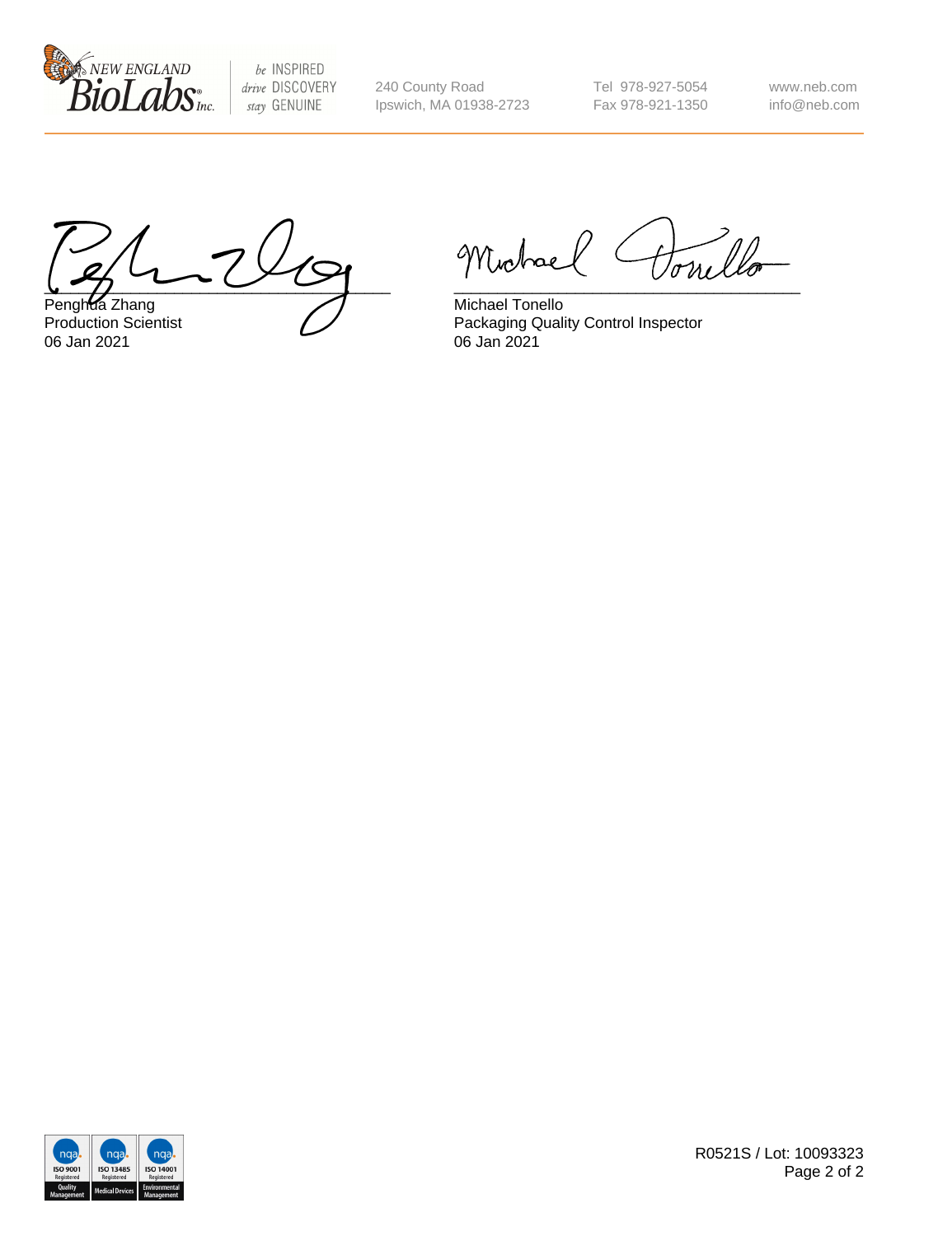Penghua Zhang
Production Scientist
06 Jan 2021

Michael Tonello
Packaging Quality Control Inspector
06 Jan 2021

R0521S / Lot: 10093323